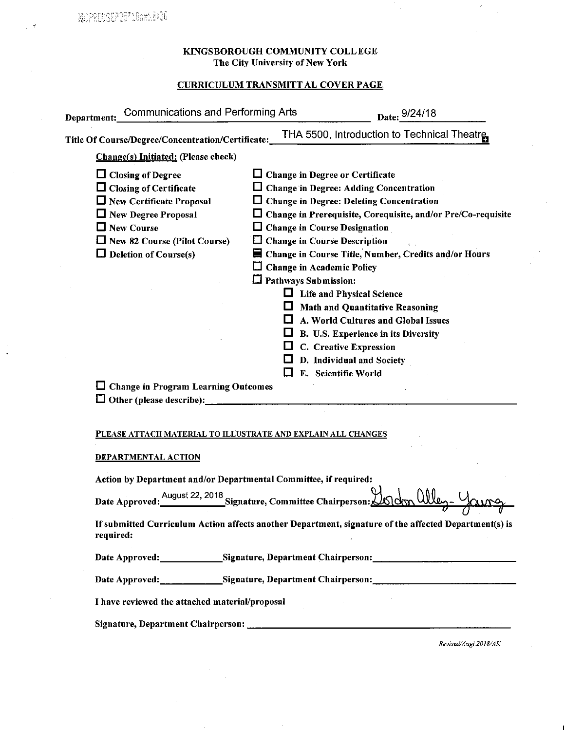**KINGSBOROUGH COMMUNITY COLLEGE**
**The City University of New York**

**CURRICULUM TRANSMITTAL COVER PAGE**

**Department:** Communications and Performing Arts **Date:** 9/24/18

**Title Of Course/Degree/Concentration/Certificate:** THA 5500, Introduction to Technical Theatre

**Change(s) Initiated: (Please check)**

- ☐ Closing of Degree
- ☐ Closing of Certificate
- ☐ New Certificate Proposal
- ☐ New Degree Proposal
- ☐ New Course
- ☐ New 82 Course (Pilot Course)
- ☐ Deletion of Course(s)
- ☐ Change in Degree or Certificate
- ☐ Change in Degree: Adding Concentration
- ☐ Change in Degree: Deleting Concentration
- ☐ Change in Prerequisite, Corequisite, and/or Pre/Co-requisite
- ☐ Change in Course Designation
- ☐ Change in Course Description
- ☒ Change in Course Title, Number, Credits and/or Hours
- ☐ Change in Academic Policy
- ☐ Pathways Submission:
  - ☐ Life and Physical Science
  - ☐ Math and Quantitative Reasoning
  - ☐ A. World Cultures and Global Issues
  - ☐ B. U.S. Experience in its Diversity
  - ☐ C. Creative Expression
  - ☐ D. Individual and Society
  - ☐ E. Scientific World
- ☐ Change in Program Learning Outcomes
- ☐ Other (please describe): ____________________

**PLEASE ATTACH MATERIAL TO ILLUSTRATE AND EXPLAIN ALL CHANGES**

**DEPARTMENTAL ACTION**

**Action by Department and/or Departmental Committee, if required:**

**Date Approved:** August 22, 2018 **Signature, Committee Chairperson:** Gordon Alley-Young

**If submitted Curriculum Action affects another Department, signature of the affected Department(s) is required:**

**Date Approved:** ____________ **Signature, Department Chairperson:** ____________________

**Date Approved:** ____________ **Signature, Department Chairperson:** ____________________

**I have reviewed the attached material/proposal**

**Signature, Department Chairperson:** ____________________

*Revised/Augl.2018/AK*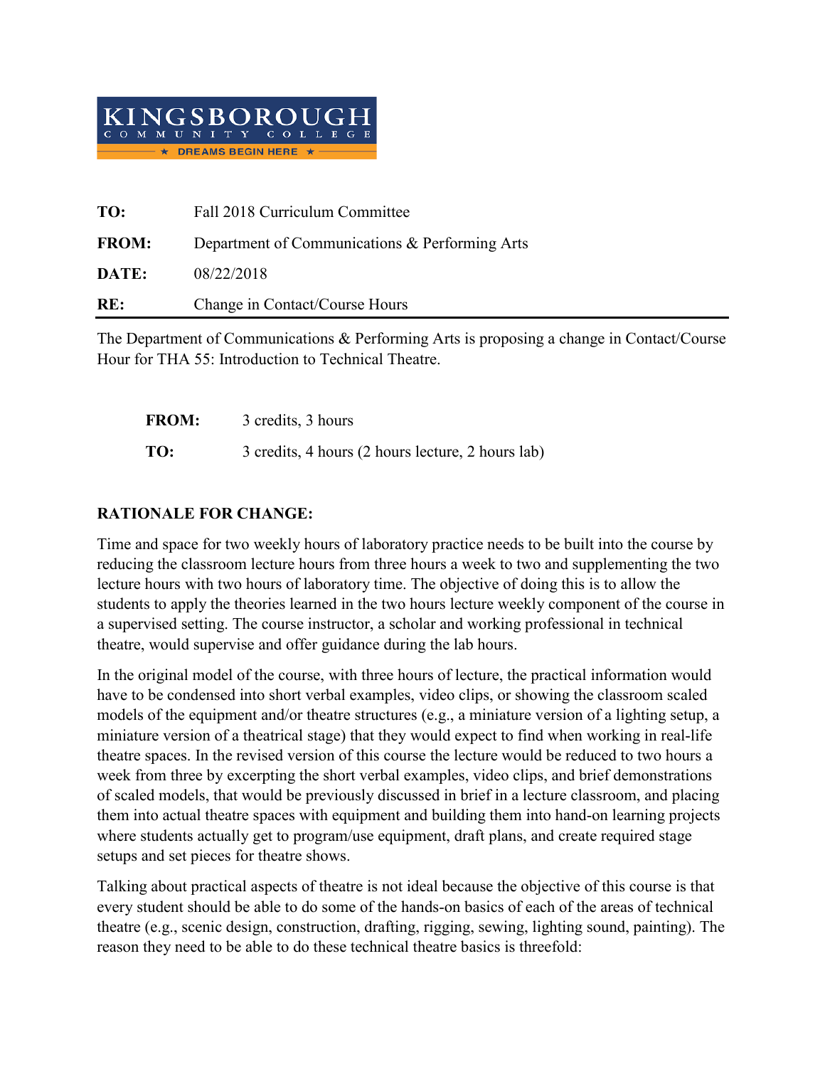**KINGSBOROUGH COMMUNITY COLLEGE**
**★ DREAMS BEGIN HERE ★**

| | |
|---|---|
| **TO:** | Fall 2018 Curriculum Committee |
| **FROM:** | Department of Communications & Performing Arts |
| **DATE:** | 08/22/2018 |
| **RE:** | Change in Contact/Course Hours |

The Department of Communications & Performing Arts is proposing a change in Contact/Course Hour for THA 55: Introduction to Technical Theatre.

| | |
|---|---|
| **FROM:** | 3 credits, 3 hours |
| **TO:** | 3 credits, 4 hours (2 hours lecture, 2 hours lab) |

**RATIONALE FOR CHANGE:**

Time and space for two weekly hours of laboratory practice needs to be built into the course by reducing the classroom lecture hours from three hours a week to two and supplementing the two lecture hours with two hours of laboratory time. The objective of doing this is to allow the students to apply the theories learned in the two hours lecture weekly component of the course in a supervised setting. The course instructor, a scholar and working professional in technical theatre, would supervise and offer guidance during the lab hours.

In the original model of the course, with three hours of lecture, the practical information would have to be condensed into short verbal examples, video clips, or showing the classroom scaled models of the equipment and/or theatre structures (e.g., a miniature version of a lighting setup, a miniature version of a theatrical stage) that they would expect to find when working in real-life theatre spaces. In the revised version of this course the lecture would be reduced to two hours a week from three by excerpting the short verbal examples, video clips, and brief demonstrations of scaled models, that would be previously discussed in brief in a lecture classroom, and placing them into actual theatre spaces with equipment and building them into hand-on learning projects where students actually get to program/use equipment, draft plans, and create required stage setups and set pieces for theatre shows.

Talking about practical aspects of theatre is not ideal because the objective of this course is that every student should be able to do some of the hands-on basics of each of the areas of technical theatre (e.g., scenic design, construction, drafting, rigging, sewing, lighting sound, painting). The reason they need to be able to do these technical theatre basics is threefold: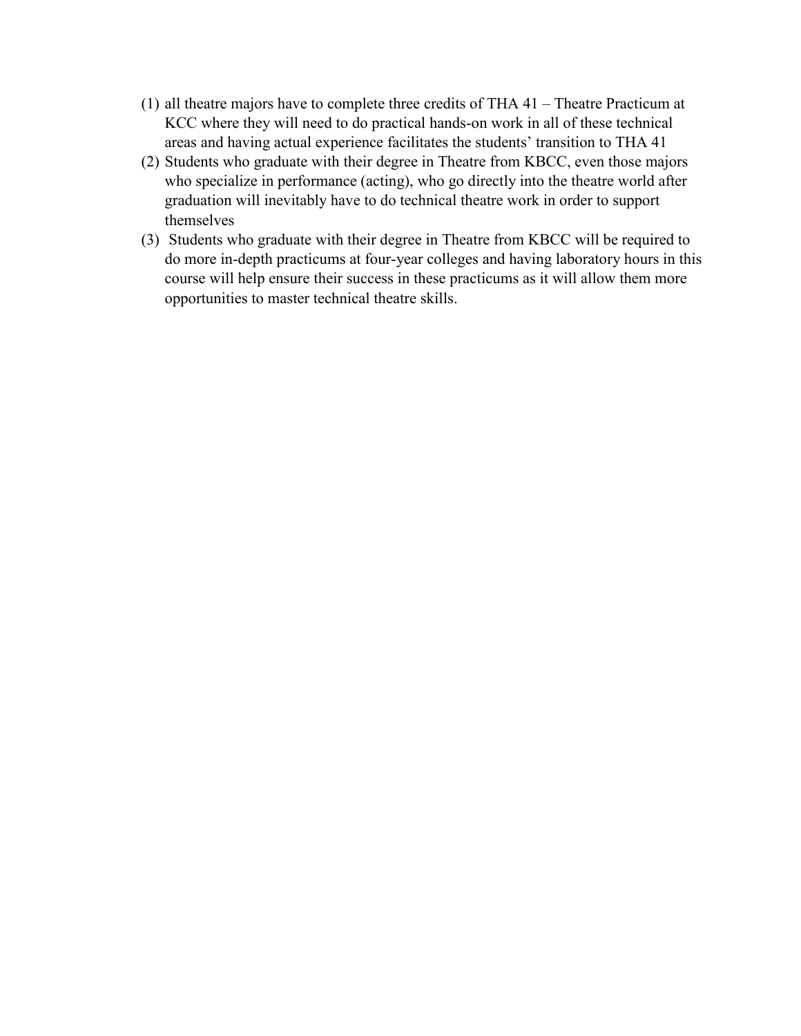(1) all theatre majors have to complete three credits of THA 41 – Theatre Practicum at KCC where they will need to do practical hands-on work in all of these technical areas and having actual experience facilitates the students' transition to THA 41

(2) Students who graduate with their degree in Theatre from KBCC, even those majors who specialize in performance (acting), who go directly into the theatre world after graduation will inevitably have to do technical theatre work in order to support themselves

(3) Students who graduate with their degree in Theatre from KBCC will be required to do more in-depth practicums at four-year colleges and having laboratory hours in this course will help ensure their success in these practicums as it will allow them more opportunities to master technical theatre skills.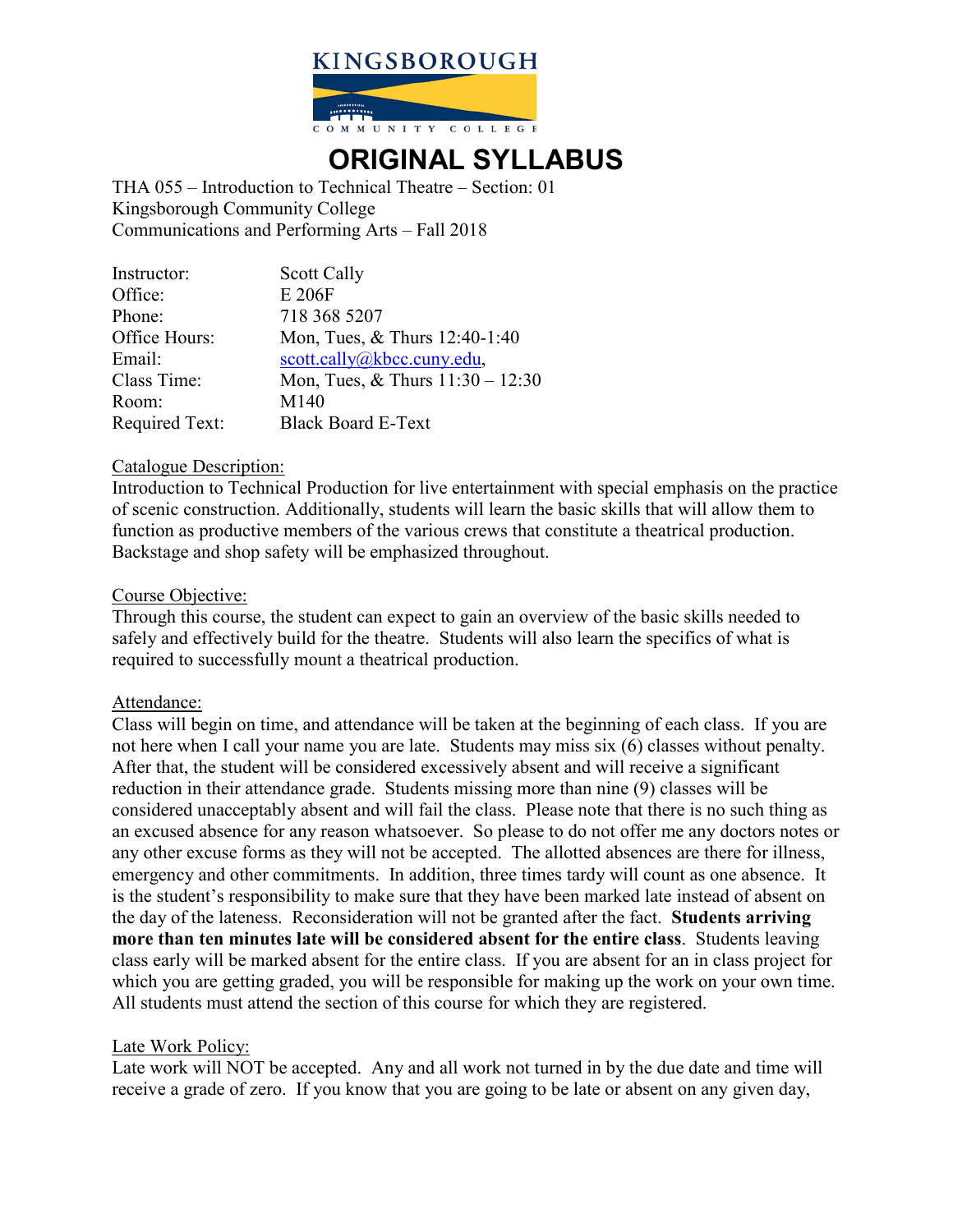KINGSBOROUGH COMMUNITY COLLEGE

# ORIGINAL SYLLABUS

THA 055 – Introduction to Technical Theatre – Section: 01
Kingsborough Community College
Communications and Performing Arts – Fall 2018

| | |
|---|---|
| Instructor: | Scott Cally |
| Office: | E 206F |
| Phone: | 718 368 5207 |
| Office Hours: | Mon, Tues, & Thurs 12:40-1:40 |
| Email: | scott.cally@kbcc.cuny.edu, |
| Class Time: | Mon, Tues, & Thurs 11:30 – 12:30 |
| Room: | M140 |
| Required Text: | Black Board E-Text |

## Catalogue Description:

Introduction to Technical Production for live entertainment with special emphasis on the practice of scenic construction. Additionally, students will learn the basic skills that will allow them to function as productive members of the various crews that constitute a theatrical production. Backstage and shop safety will be emphasized throughout.

## Course Objective:

Through this course, the student can expect to gain an overview of the basic skills needed to safely and effectively build for the theatre. Students will also learn the specifics of what is required to successfully mount a theatrical production.

## Attendance:

Class will begin on time, and attendance will be taken at the beginning of each class. If you are not here when I call your name you are late. Students may miss six (6) classes without penalty. After that, the student will be considered excessively absent and will receive a significant reduction in their attendance grade. Students missing more than nine (9) classes will be considered unacceptably absent and will fail the class. Please note that there is no such thing as an excused absence for any reason whatsoever. So please to do not offer me any doctors notes or any other excuse forms as they will not be accepted. The allotted absences are there for illness, emergency and other commitments. In addition, three times tardy will count as one absence. It is the student's responsibility to make sure that they have been marked late instead of absent on the day of the lateness. Reconsideration will not be granted after the fact. **Students arriving more than ten minutes late will be considered absent for the entire class**. Students leaving class early will be marked absent for the entire class. If you are absent for an in class project for which you are getting graded, you will be responsible for making up the work on your own time. All students must attend the section of this course for which they are registered.

## Late Work Policy:

Late work will NOT be accepted. Any and all work not turned in by the due date and time will receive a grade of zero. If you know that you are going to be late or absent on any given day,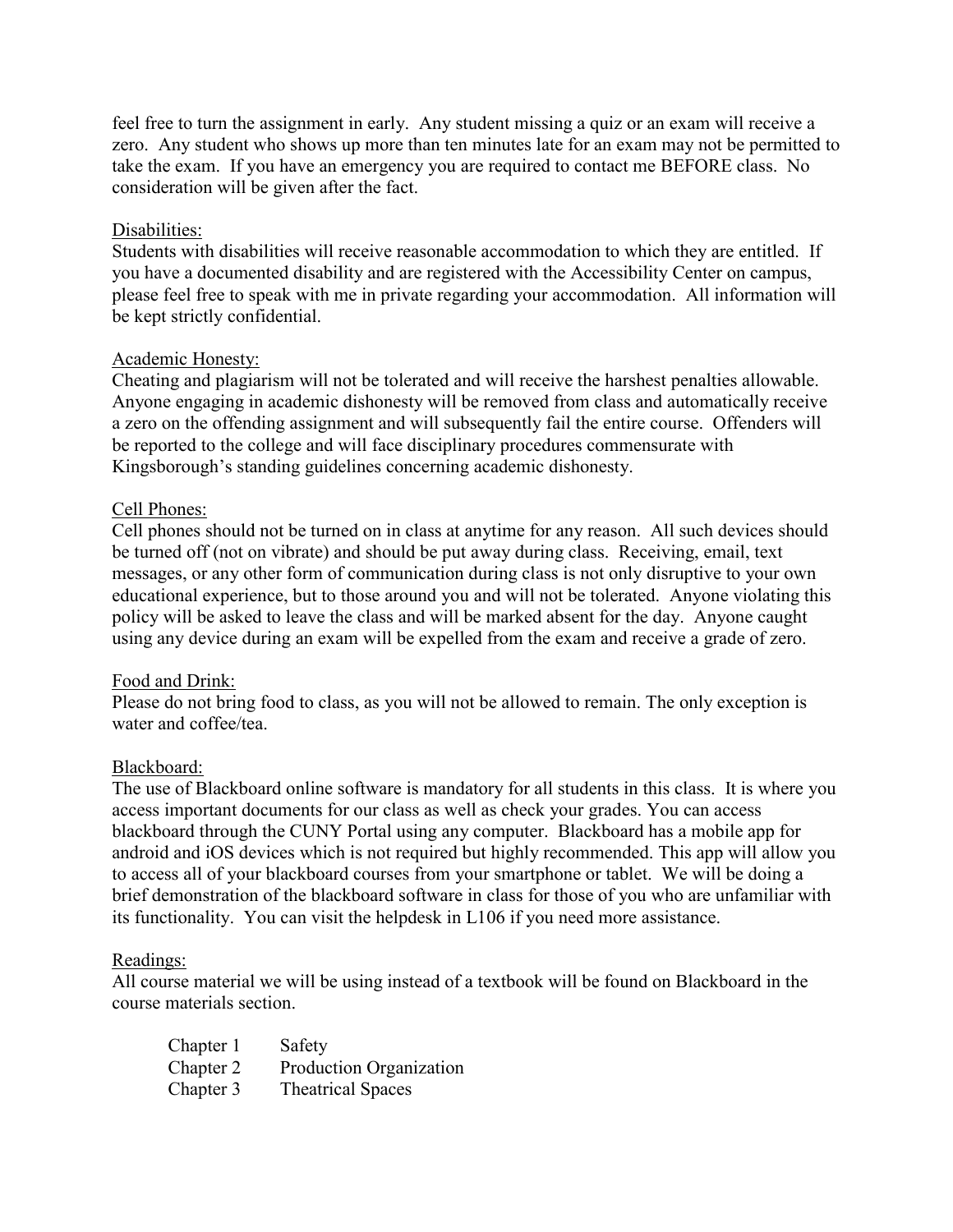feel free to turn the assignment in early. Any student missing a quiz or an exam will receive a zero. Any student who shows up more than ten minutes late for an exam may not be permitted to take the exam. If you have an emergency you are required to contact me BEFORE class. No consideration will be given after the fact.

Disabilities:
Students with disabilities will receive reasonable accommodation to which they are entitled. If you have a documented disability and are registered with the Accessibility Center on campus, please feel free to speak with me in private regarding your accommodation. All information will be kept strictly confidential.

Academic Honesty:
Cheating and plagiarism will not be tolerated and will receive the harshest penalties allowable. Anyone engaging in academic dishonesty will be removed from class and automatically receive a zero on the offending assignment and will subsequently fail the entire course. Offenders will be reported to the college and will face disciplinary procedures commensurate with Kingsborough's standing guidelines concerning academic dishonesty.

Cell Phones:
Cell phones should not be turned on in class at anytime for any reason. All such devices should be turned off (not on vibrate) and should be put away during class. Receiving, email, text messages, or any other form of communication during class is not only disruptive to your own educational experience, but to those around you and will not be tolerated. Anyone violating this policy will be asked to leave the class and will be marked absent for the day. Anyone caught using any device during an exam will be expelled from the exam and receive a grade of zero.

Food and Drink:
Please do not bring food to class, as you will not be allowed to remain. The only exception is water and coffee/tea.

Blackboard:
The use of Blackboard online software is mandatory for all students in this class. It is where you access important documents for our class as well as check your grades. You can access blackboard through the CUNY Portal using any computer. Blackboard has a mobile app for android and iOS devices which is not required but highly recommended. This app will allow you to access all of your blackboard courses from your smartphone or tablet. We will be doing a brief demonstration of the blackboard software in class for those of you who are unfamiliar with its functionality. You can visit the helpdesk in L106 if you need more assistance.

Readings:
All course material we will be using instead of a textbook will be found on Blackboard in the course materials section.

| | |
|---|---|
| Chapter 1 | Safety |
| Chapter 2 | Production Organization |
| Chapter 3 | Theatrical Spaces |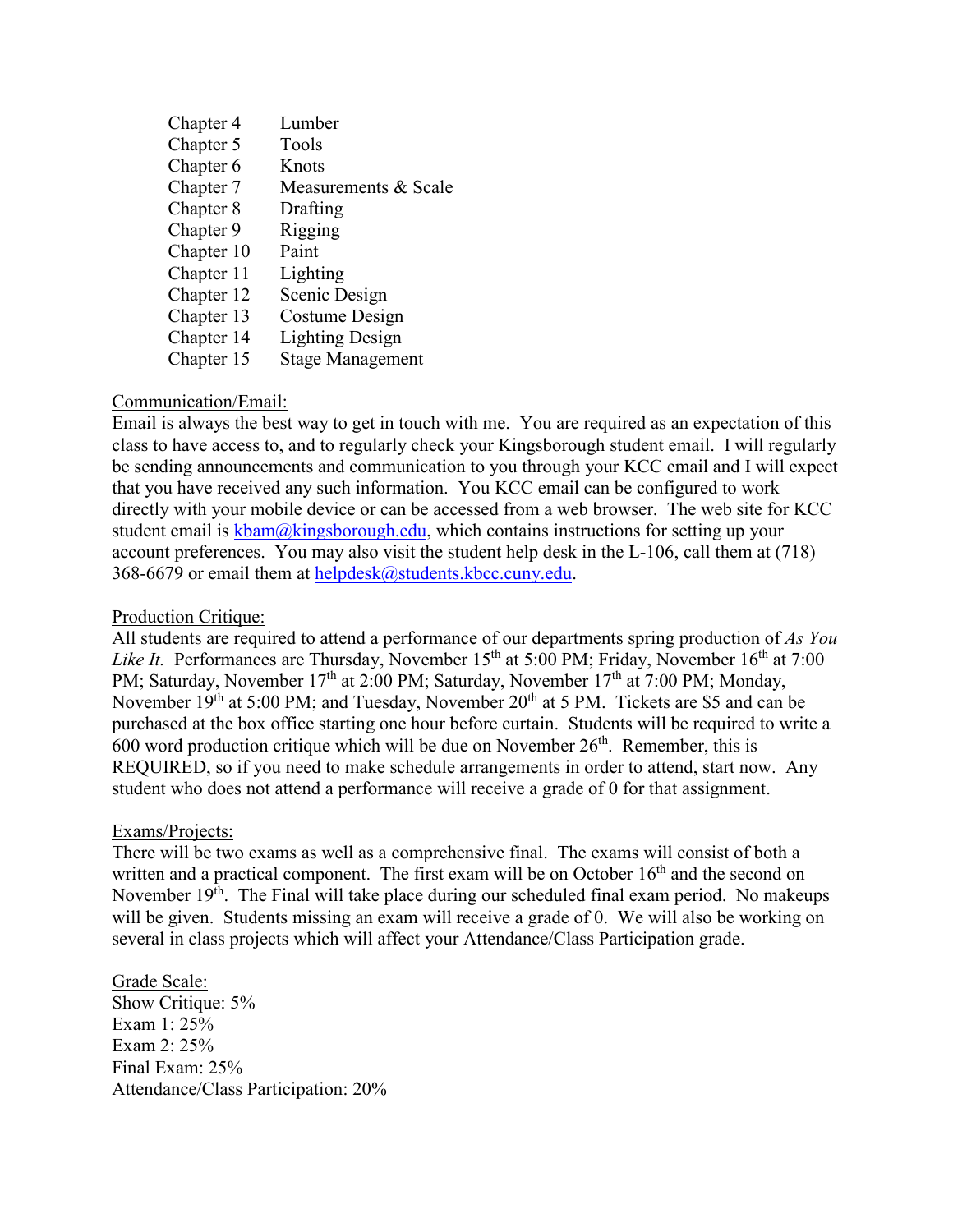| | |
|---|---|
| Chapter 4 | Lumber |
| Chapter 5 | Tools |
| Chapter 6 | Knots |
| Chapter 7 | Measurements & Scale |
| Chapter 8 | Drafting |
| Chapter 9 | Rigging |
| Chapter 10 | Paint |
| Chapter 11 | Lighting |
| Chapter 12 | Scenic Design |
| Chapter 13 | Costume Design |
| Chapter 14 | Lighting Design |
| Chapter 15 | Stage Management |

Communication/Email:

Email is always the best way to get in touch with me. You are required as an expectation of this class to have access to, and to regularly check your Kingsborough student email. I will regularly be sending announcements and communication to you through your KCC email and I will expect that you have received any such information. You KCC email can be configured to work directly with your mobile device or can be accessed from a web browser. The web site for KCC student email is kbam@kingsborough.edu, which contains instructions for setting up your account preferences. You may also visit the student help desk in the L-106, call them at (718) 368-6679 or email them at helpdesk@students.kbcc.cuny.edu.

Production Critique:

All students are required to attend a performance of our departments spring production of *As You Like It.* Performances are Thursday, November 15th at 5:00 PM; Friday, November 16th at 7:00 PM; Saturday, November 17th at 2:00 PM; Saturday, November 17th at 7:00 PM; Monday, November 19th at 5:00 PM; and Tuesday, November 20th at 5 PM. Tickets are $5 and can be purchased at the box office starting one hour before curtain. Students will be required to write a 600 word production critique which will be due on November 26th. Remember, this is REQUIRED, so if you need to make schedule arrangements in order to attend, start now. Any student who does not attend a performance will receive a grade of 0 for that assignment.

Exams/Projects:

There will be two exams as well as a comprehensive final. The exams will consist of both a written and a practical component. The first exam will be on October 16th and the second on November 19th. The Final will take place during our scheduled final exam period. No makeups will be given. Students missing an exam will receive a grade of 0. We will also be working on several in class projects which will affect your Attendance/Class Participation grade.

Grade Scale:

Show Critique: 5%
Exam 1: 25%
Exam 2: 25%
Final Exam: 25%
Attendance/Class Participation: 20%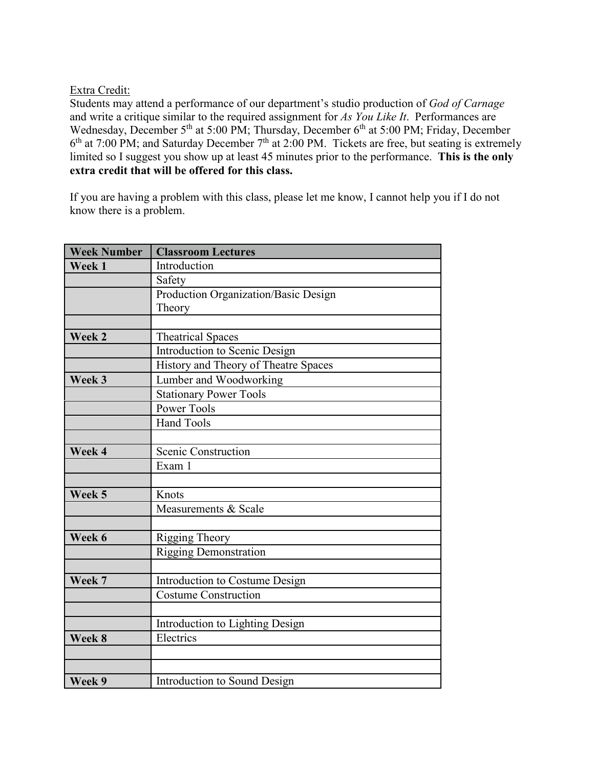Extra Credit:
Students may attend a performance of our department's studio production of *God of Carnage* and write a critique similar to the required assignment for *As You Like It*. Performances are Wednesday, December 5th at 5:00 PM; Thursday, December 6th at 5:00 PM; Friday, December 6th at 7:00 PM; and Saturday December 7th at 2:00 PM. Tickets are free, but seating is extremely limited so I suggest you show up at least 45 minutes prior to the performance. **This is the only extra credit that will be offered for this class.**

If you are having a problem with this class, please let me know, I cannot help you if I do not know there is a problem.

| Week Number | Classroom Lectures |
|---|---|
| **Week 1** | Introduction |
| | Safety |
| | Production Organization/Basic Design Theory |
| | |
| **Week 2** | Theatrical Spaces |
| | Introduction to Scenic Design |
| | History and Theory of Theatre Spaces |
| **Week 3** | Lumber and Woodworking |
| | Stationary Power Tools |
| | Power Tools |
| | Hand Tools |
| | |
| **Week 4** | Scenic Construction |
| | Exam 1 |
| | |
| **Week 5** | Knots |
| | Measurements & Scale |
| | |
| **Week 6** | Rigging Theory |
| | Rigging Demonstration |
| | |
| **Week 7** | Introduction to Costume Design |
| | Costume Construction |
| | |
| | Introduction to Lighting Design |
| **Week 8** | Electrics |
| | |
| | |
| **Week 9** | Introduction to Sound Design |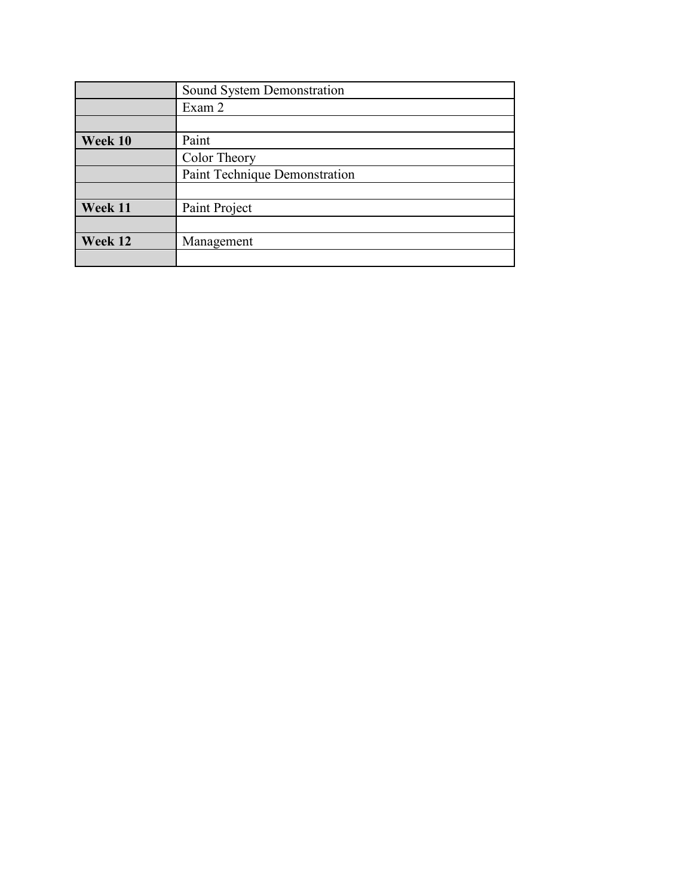| | |
|---|---|
| | Sound System Demonstration |
| | Exam 2 |
| | |
| **Week 10** | Paint |
| | Color Theory |
| | Paint Technique Demonstration |
| | |
| **Week 11** | Paint Project |
| | |
| **Week 12** | Management |
| | |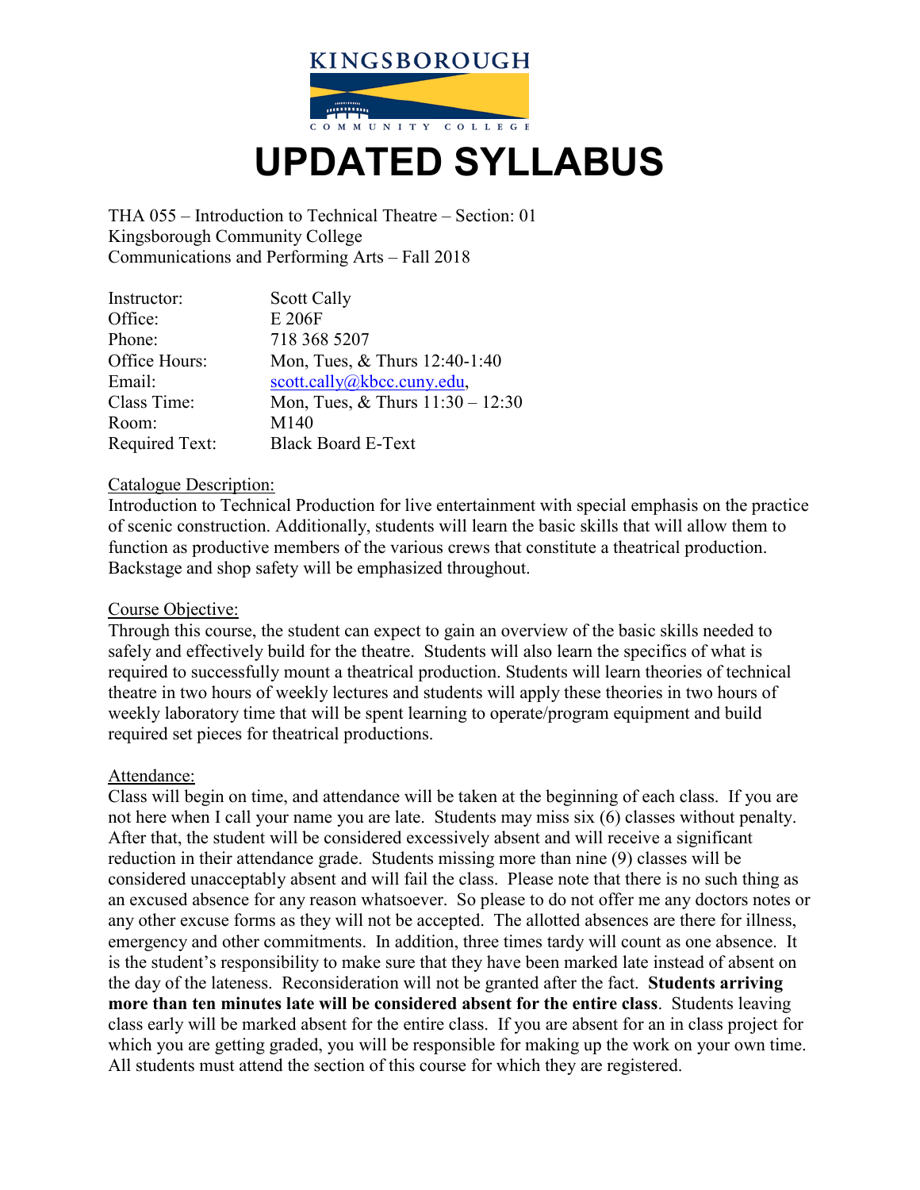# UPDATED SYLLABUS

THA 055 – Introduction to Technical Theatre – Section: 01
Kingsborough Community College
Communications and Performing Arts – Fall 2018

| | |
|---|---|
| Instructor: | Scott Cally |
| Office: | E 206F |
| Phone: | 718 368 5207 |
| Office Hours: | Mon, Tues, & Thurs 12:40-1:40 |
| Email: | scott.cally@kbcc.cuny.edu, |
| Class Time: | Mon, Tues, & Thurs 11:30 – 12:30 |
| Room: | M140 |
| Required Text: | Black Board E-Text |

## Catalogue Description:

Introduction to Technical Production for live entertainment with special emphasis on the practice of scenic construction. Additionally, students will learn the basic skills that will allow them to function as productive members of the various crews that constitute a theatrical production. Backstage and shop safety will be emphasized throughout.

## Course Objective:

Through this course, the student can expect to gain an overview of the basic skills needed to safely and effectively build for the theatre. Students will also learn the specifics of what is required to successfully mount a theatrical production. Students will learn theories of technical theatre in two hours of weekly lectures and students will apply these theories in two hours of weekly laboratory time that will be spent learning to operate/program equipment and build required set pieces for theatrical productions.

## Attendance:

Class will begin on time, and attendance will be taken at the beginning of each class. If you are not here when I call your name you are late. Students may miss six (6) classes without penalty. After that, the student will be considered excessively absent and will receive a significant reduction in their attendance grade. Students missing more than nine (9) classes will be considered unacceptably absent and will fail the class. Please note that there is no such thing as an excused absence for any reason whatsoever. So please to do not offer me any doctors notes or any other excuse forms as they will not be accepted. The allotted absences are there for illness, emergency and other commitments. In addition, three times tardy will count as one absence. It is the student's responsibility to make sure that they have been marked late instead of absent on the day of the lateness. Reconsideration will not be granted after the fact. **Students arriving more than ten minutes late will be considered absent for the entire class**. Students leaving class early will be marked absent for the entire class. If you are absent for an in class project for which you are getting graded, you will be responsible for making up the work on your own time. All students must attend the section of this course for which they are registered.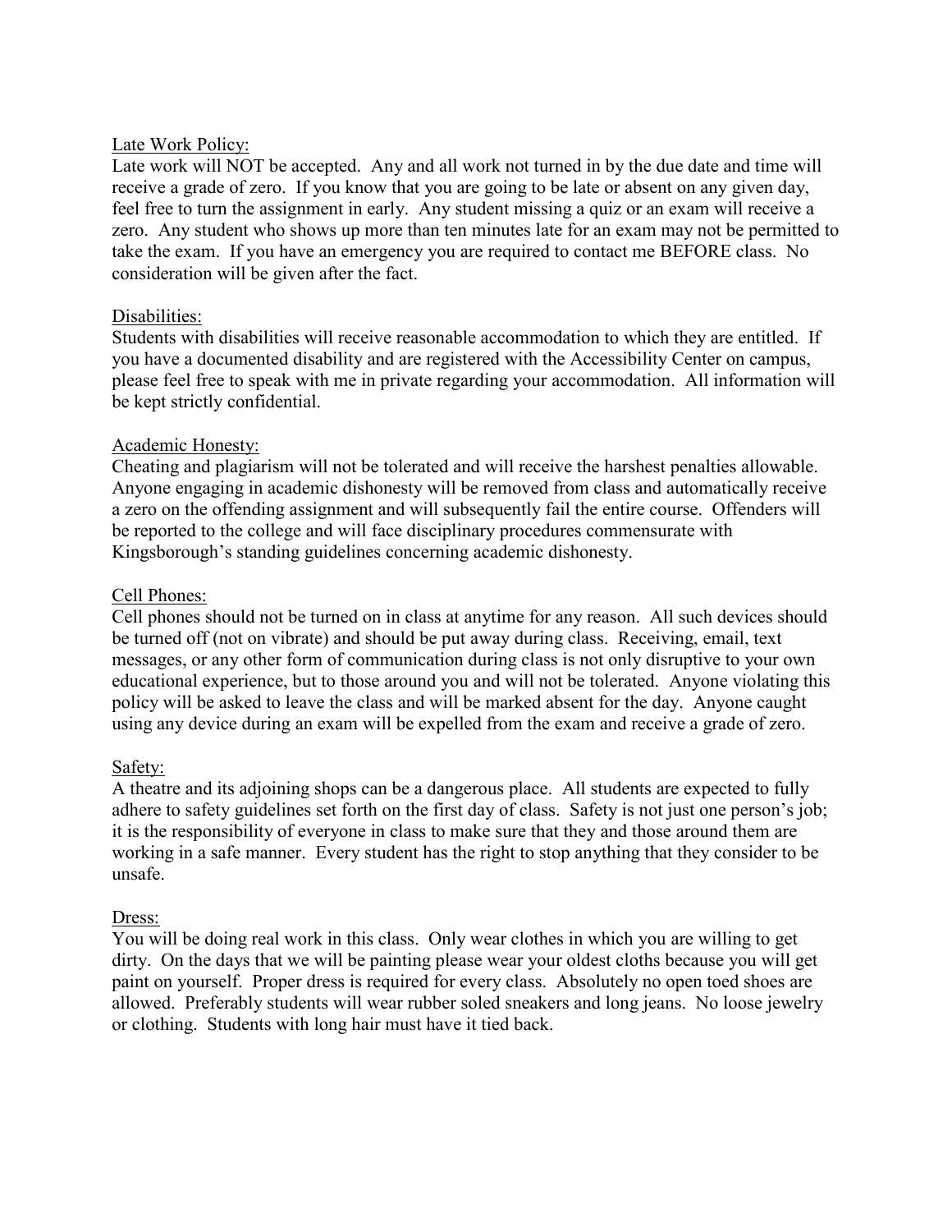## Late Work Policy:

Late work will NOT be accepted. Any and all work not turned in by the due date and time will receive a grade of zero. If you know that you are going to be late or absent on any given day, feel free to turn the assignment in early. Any student missing a quiz or an exam will receive a zero. Any student who shows up more than ten minutes late for an exam may not be permitted to take the exam. If you have an emergency you are required to contact me BEFORE class. No consideration will be given after the fact.

## Disabilities:

Students with disabilities will receive reasonable accommodation to which they are entitled. If you have a documented disability and are registered with the Accessibility Center on campus, please feel free to speak with me in private regarding your accommodation. All information will be kept strictly confidential.

## Academic Honesty:

Cheating and plagiarism will not be tolerated and will receive the harshest penalties allowable. Anyone engaging in academic dishonesty will be removed from class and automatically receive a zero on the offending assignment and will subsequently fail the entire course. Offenders will be reported to the college and will face disciplinary procedures commensurate with Kingsborough's standing guidelines concerning academic dishonesty.

## Cell Phones:

Cell phones should not be turned on in class at anytime for any reason. All such devices should be turned off (not on vibrate) and should be put away during class. Receiving, email, text messages, or any other form of communication during class is not only disruptive to your own educational experience, but to those around you and will not be tolerated. Anyone violating this policy will be asked to leave the class and will be marked absent for the day. Anyone caught using any device during an exam will be expelled from the exam and receive a grade of zero.

## Safety:

A theatre and its adjoining shops can be a dangerous place. All students are expected to fully adhere to safety guidelines set forth on the first day of class. Safety is not just one person's job; it is the responsibility of everyone in class to make sure that they and those around them are working in a safe manner. Every student has the right to stop anything that they consider to be unsafe.

## Dress:

You will be doing real work in this class. Only wear clothes in which you are willing to get dirty. On the days that we will be painting please wear your oldest cloths because you will get paint on yourself. Proper dress is required for every class. Absolutely no open toed shoes are allowed. Preferably students will wear rubber soled sneakers and long jeans. No loose jewelry or clothing. Students with long hair must have it tied back.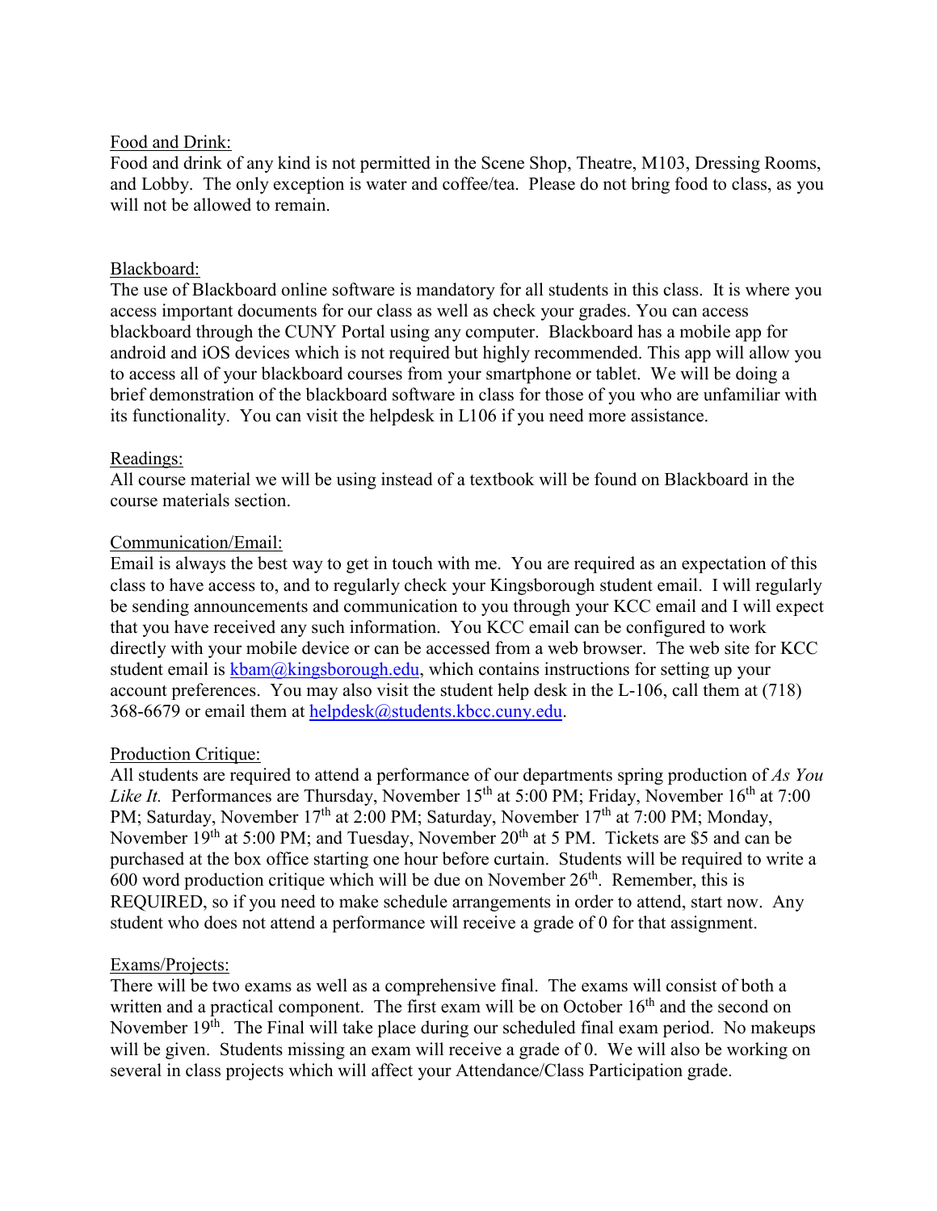Food and Drink:

Food and drink of any kind is not permitted in the Scene Shop, Theatre, M103, Dressing Rooms, and Lobby. The only exception is water and coffee/tea. Please do not bring food to class, as you will not be allowed to remain.

Blackboard:

The use of Blackboard online software is mandatory for all students in this class. It is where you access important documents for our class as well as check your grades. You can access blackboard through the CUNY Portal using any computer. Blackboard has a mobile app for android and iOS devices which is not required but highly recommended. This app will allow you to access all of your blackboard courses from your smartphone or tablet. We will be doing a brief demonstration of the blackboard software in class for those of you who are unfamiliar with its functionality. You can visit the helpdesk in L106 if you need more assistance.

Readings:

All course material we will be using instead of a textbook will be found on Blackboard in the course materials section.

Communication/Email:

Email is always the best way to get in touch with me. You are required as an expectation of this class to have access to, and to regularly check your Kingsborough student email. I will regularly be sending announcements and communication to you through your KCC email and I will expect that you have received any such information. You KCC email can be configured to work directly with your mobile device or can be accessed from a web browser. The web site for KCC student email is kbam@kingsborough.edu, which contains instructions for setting up your account preferences. You may also visit the student help desk in the L-106, call them at (718) 368-6679 or email them at helpdesk@students.kbcc.cuny.edu.

Production Critique:

All students are required to attend a performance of our departments spring production of *As You Like It.* Performances are Thursday, November 15th at 5:00 PM; Friday, November 16th at 7:00 PM; Saturday, November 17th at 2:00 PM; Saturday, November 17th at 7:00 PM; Monday, November 19th at 5:00 PM; and Tuesday, November 20th at 5 PM. Tickets are $5 and can be purchased at the box office starting one hour before curtain. Students will be required to write a 600 word production critique which will be due on November 26th. Remember, this is REQUIRED, so if you need to make schedule arrangements in order to attend, start now. Any student who does not attend a performance will receive a grade of 0 for that assignment.

Exams/Projects:

There will be two exams as well as a comprehensive final. The exams will consist of both a written and a practical component. The first exam will be on October 16th and the second on November 19th. The Final will take place during our scheduled final exam period. No makeups will be given. Students missing an exam will receive a grade of 0. We will also be working on several in class projects which will affect your Attendance/Class Participation grade.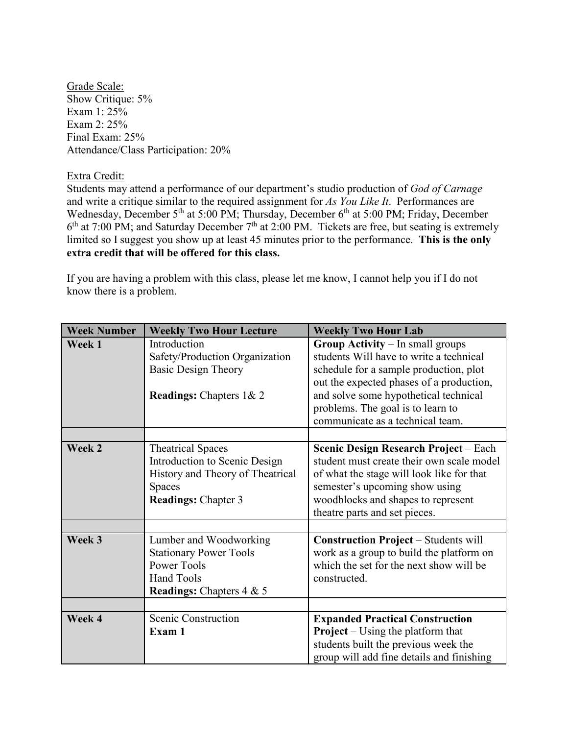<u>Grade Scale:</u>
Show Critique: 5%
Exam 1: 25%
Exam 2: 25%
Final Exam: 25%
Attendance/Class Participation: 20%

<u>Extra Credit:</u>
Students may attend a performance of our department's studio production of *God of Carnage* and write a critique similar to the required assignment for *As You Like It*. Performances are Wednesday, December 5th at 5:00 PM; Thursday, December 6th at 5:00 PM; Friday, December 6th at 7:00 PM; and Saturday December 7th at 2:00 PM. Tickets are free, but seating is extremely limited so I suggest you show up at least 45 minutes prior to the performance. **This is the only extra credit that will be offered for this class.**

If you are having a problem with this class, please let me know, I cannot help you if I do not know there is a problem.

| Week Number | Weekly Two Hour Lecture | Weekly Two Hour Lab |
|---|---|---|
| **Week 1** | Introduction<br>Safety/Production Organization<br>Basic Design Theory<br><br>**Readings:** Chapters 1& 2 | **Group Activity** – In small groups students Will have to write a technical schedule for a sample production, plot out the expected phases of a production, and solve some hypothetical technical problems. The goal is to learn to communicate as a technical team. |
| | | |
| **Week 2** | Theatrical Spaces<br>Introduction to Scenic Design<br>History and Theory of Theatrical Spaces<br>**Readings:** Chapter 3 | **Scenic Design Research Project** – Each student must create their own scale model of what the stage will look like for that semester's upcoming show using woodblocks and shapes to represent theatre parts and set pieces. |
| | | |
| **Week 3** | Lumber and Woodworking<br>Stationary Power Tools<br>Power Tools<br>Hand Tools<br>**Readings:** Chapters 4 & 5 | **Construction Project** – Students will work as a group to build the platform on which the set for the next show will be constructed. |
| | | |
| **Week 4** | Scenic Construction<br>**Exam 1** | **Expanded Practical Construction Project** – Using the platform that students built the previous week the group will add fine details and finishing |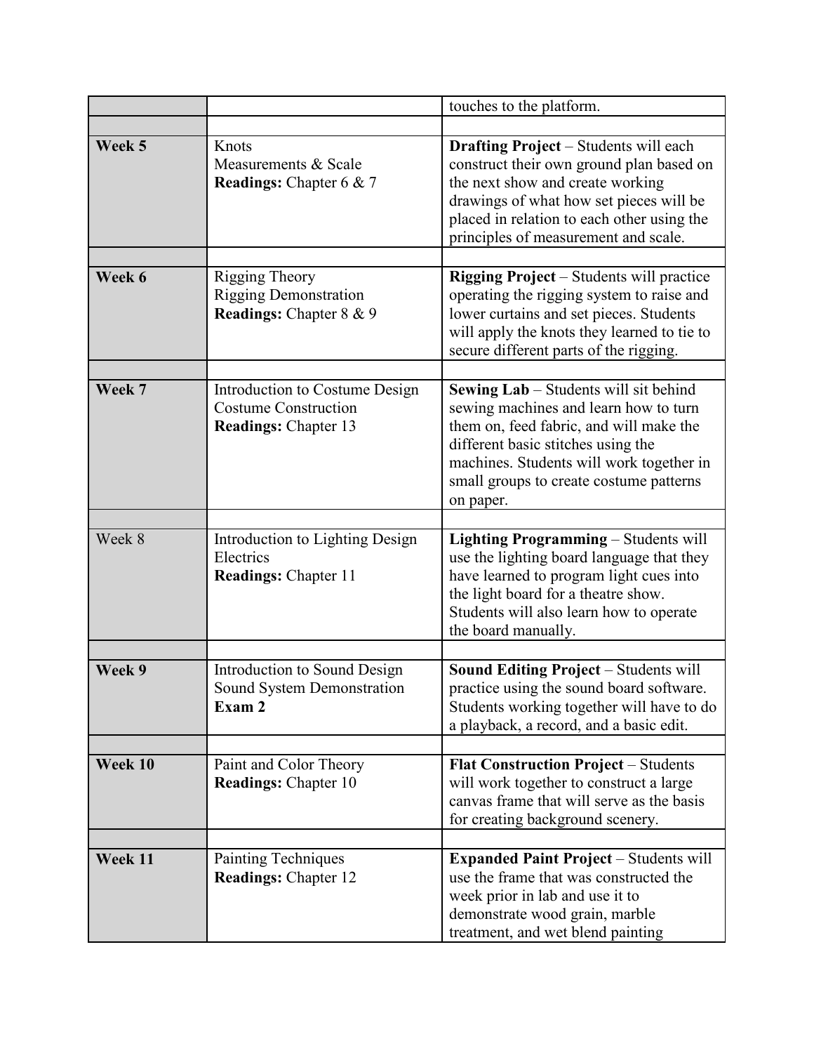| | | |
|---|---|---|
| | | touches to the platform. |
| | | |
| **Week 5** | Knots<br>Measurements & Scale<br>**Readings:** Chapter 6 & 7 | **Drafting Project** – Students will each construct their own ground plan based on the next show and create working drawings of what how set pieces will be placed in relation to each other using the principles of measurement and scale. |
| | | |
| **Week 6** | Rigging Theory<br>Rigging Demonstration<br>**Readings:** Chapter 8 & 9 | **Rigging Project** – Students will practice operating the rigging system to raise and lower curtains and set pieces. Students will apply the knots they learned to tie to secure different parts of the rigging. |
| | | |
| **Week 7** | Introduction to Costume Design<br>Costume Construction<br>**Readings:** Chapter 13 | **Sewing Lab** – Students will sit behind sewing machines and learn how to turn them on, feed fabric, and will make the different basic stitches using the machines. Students will work together in small groups to create costume patterns on paper. |
| | | |
| Week 8 | Introduction to Lighting Design<br>Electrics<br>**Readings:** Chapter 11 | **Lighting Programming** – Students will use the lighting board language that they have learned to program light cues into the light board for a theatre show. Students will also learn how to operate the board manually. |
| | | |
| **Week 9** | Introduction to Sound Design<br>Sound System Demonstration<br>**Exam 2** | **Sound Editing Project** – Students will practice using the sound board software. Students working together will have to do a playback, a record, and a basic edit. |
| | | |
| **Week 10** | Paint and Color Theory<br>**Readings:** Chapter 10 | **Flat Construction Project** – Students will work together to construct a large canvas frame that will serve as the basis for creating background scenery. |
| | | |
| **Week 11** | Painting Techniques<br>**Readings:** Chapter 12 | **Expanded Paint Project** – Students will use the frame that was constructed the week prior in lab and use it to demonstrate wood grain, marble treatment, and wet blend painting |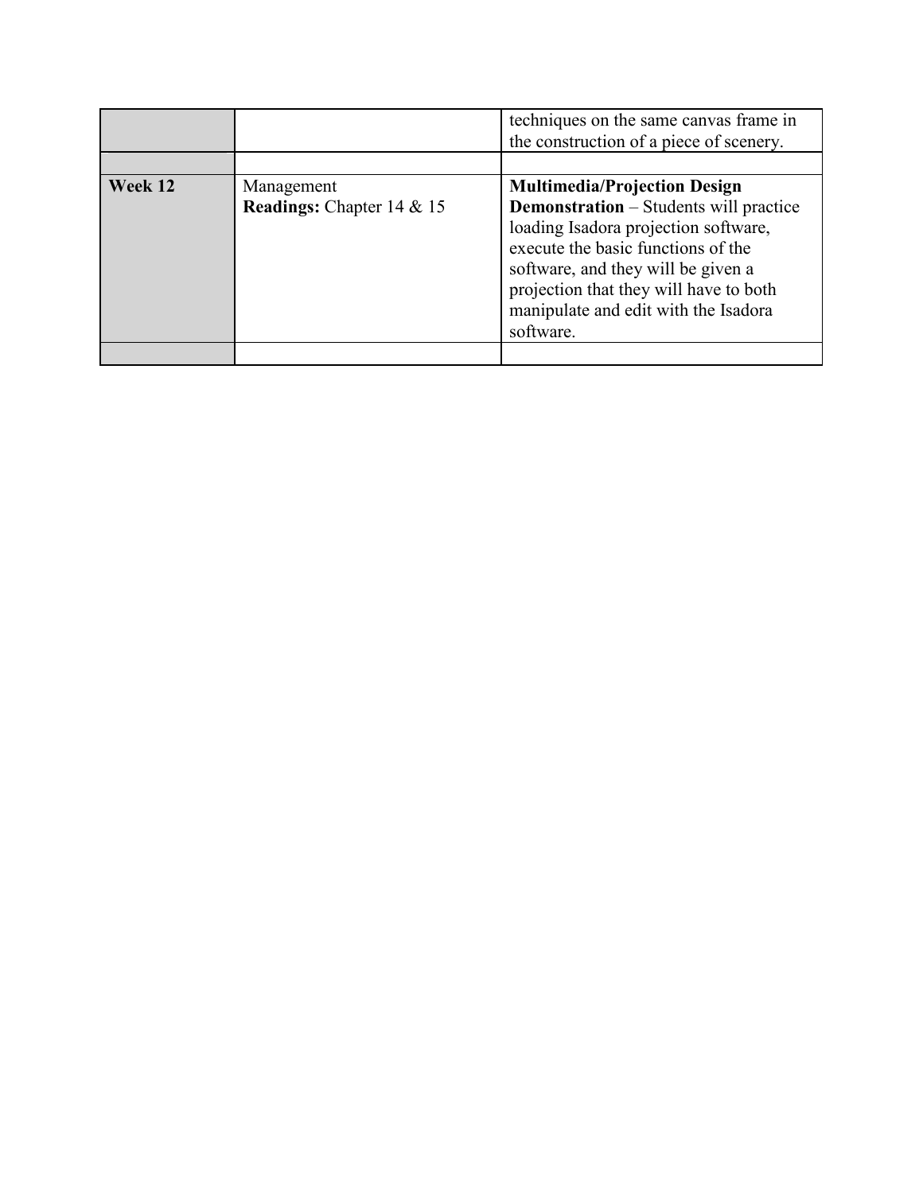| | | |
|---|---|---|
| | | techniques on the same canvas frame in the construction of a piece of scenery. |
| | | |
| **Week 12** | Management<br>**Readings:** Chapter 14 & 15 | **Multimedia/Projection Design Demonstration** – Students will practice loading Isadora projection software, execute the basic functions of the software, and they will be given a projection that they will have to both manipulate and edit with the Isadora software. |
| | | |